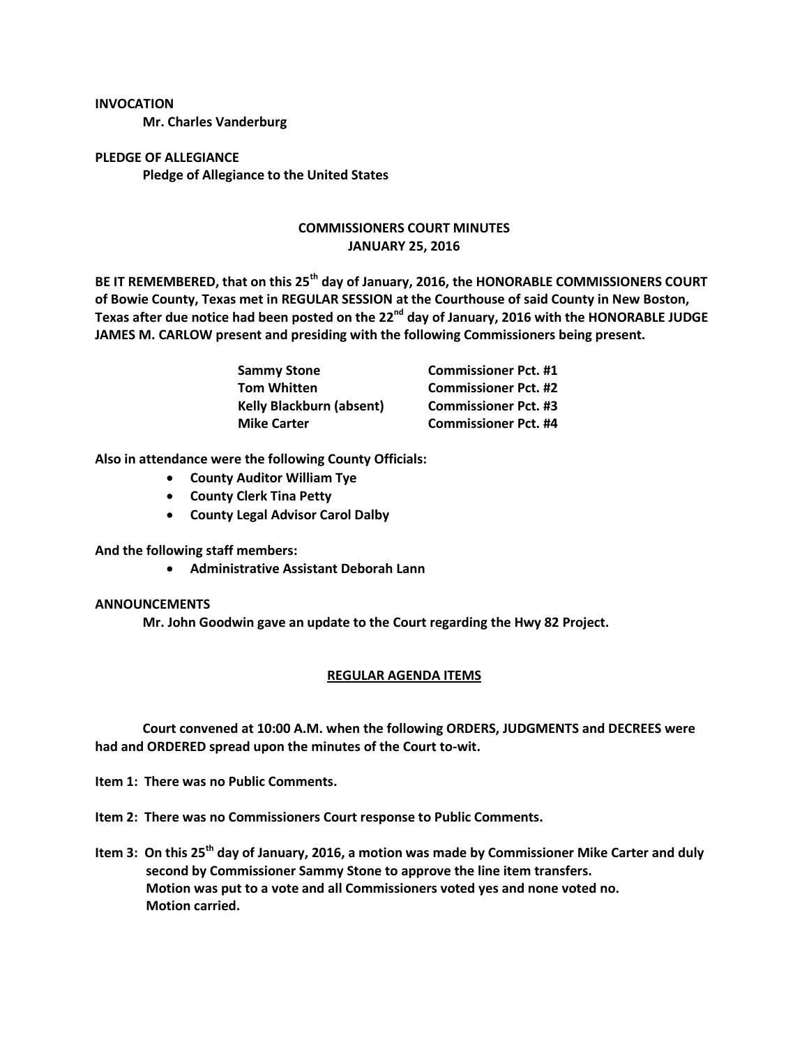**INVOCATION**

**Mr. Charles Vanderburg**

**PLEDGE OF ALLEGIANCE**

**Pledge of Allegiance to the United States**

# COMMISSIONERS COURT MINUTES
## JANUARY 25, 2016

**BE IT REMEMBERED, that on this 25th day of January, 2016, the HONORABLE COMMISSIONERS COURT of Bowie County, Texas met in REGULAR SESSION at the Courthouse of said County in New Boston, Texas after due notice had been posted on the 22nd day of January, 2016 with the HONORABLE JUDGE JAMES M. CARLOW present and presiding with the following Commissioners being present.**

| | |
|---|---|
| **Sammy Stone** | **Commissioner Pct. #1** |
| **Tom Whitten** | **Commissioner Pct. #2** |
| **Kelly Blackburn (absent)** | **Commissioner Pct. #3** |
| **Mike Carter** | **Commissioner Pct. #4** |

**Also in attendance were the following County Officials:**

- **County Auditor William Tye**
- **County Clerk Tina Petty**
- **County Legal Advisor Carol Dalby**

**And the following staff members:**

- **Administrative Assistant Deborah Lann**

**ANNOUNCEMENTS**

**Mr. John Goodwin gave an update to the Court regarding the Hwy 82 Project.**

## REGULAR AGENDA ITEMS

**Court convened at 10:00 A.M. when the following ORDERS, JUDGMENTS and DECREES were had and ORDERED spread upon the minutes of the Court to-wit.**

**Item 1: There was no Public Comments.**

**Item 2: There was no Commissioners Court response to Public Comments.**

**Item 3: On this 25th day of January, 2016, a motion was made by Commissioner Mike Carter and duly second by Commissioner Sammy Stone to approve the line item transfers. Motion was put to a vote and all Commissioners voted yes and none voted no. Motion carried.**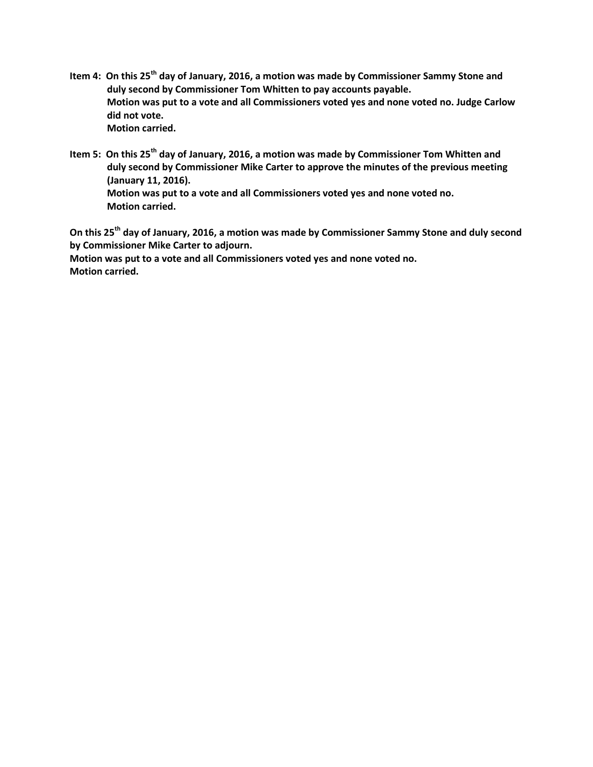**Item 4: On this 25th day of January, 2016, a motion was made by Commissioner Sammy Stone and duly second by Commissioner Tom Whitten to pay accounts payable.**
**Motion was put to a vote and all Commissioners voted yes and none voted no. Judge Carlow did not vote.**
**Motion carried.**

**Item 5: On this 25th day of January, 2016, a motion was made by Commissioner Tom Whitten and duly second by Commissioner Mike Carter to approve the minutes of the previous meeting (January 11, 2016).**
**Motion was put to a vote and all Commissioners voted yes and none voted no.**
**Motion carried.**

**On this 25th day of January, 2016, a motion was made by Commissioner Sammy Stone and duly second by Commissioner Mike Carter to adjourn.**
**Motion was put to a vote and all Commissioners voted yes and none voted no.**
**Motion carried.**